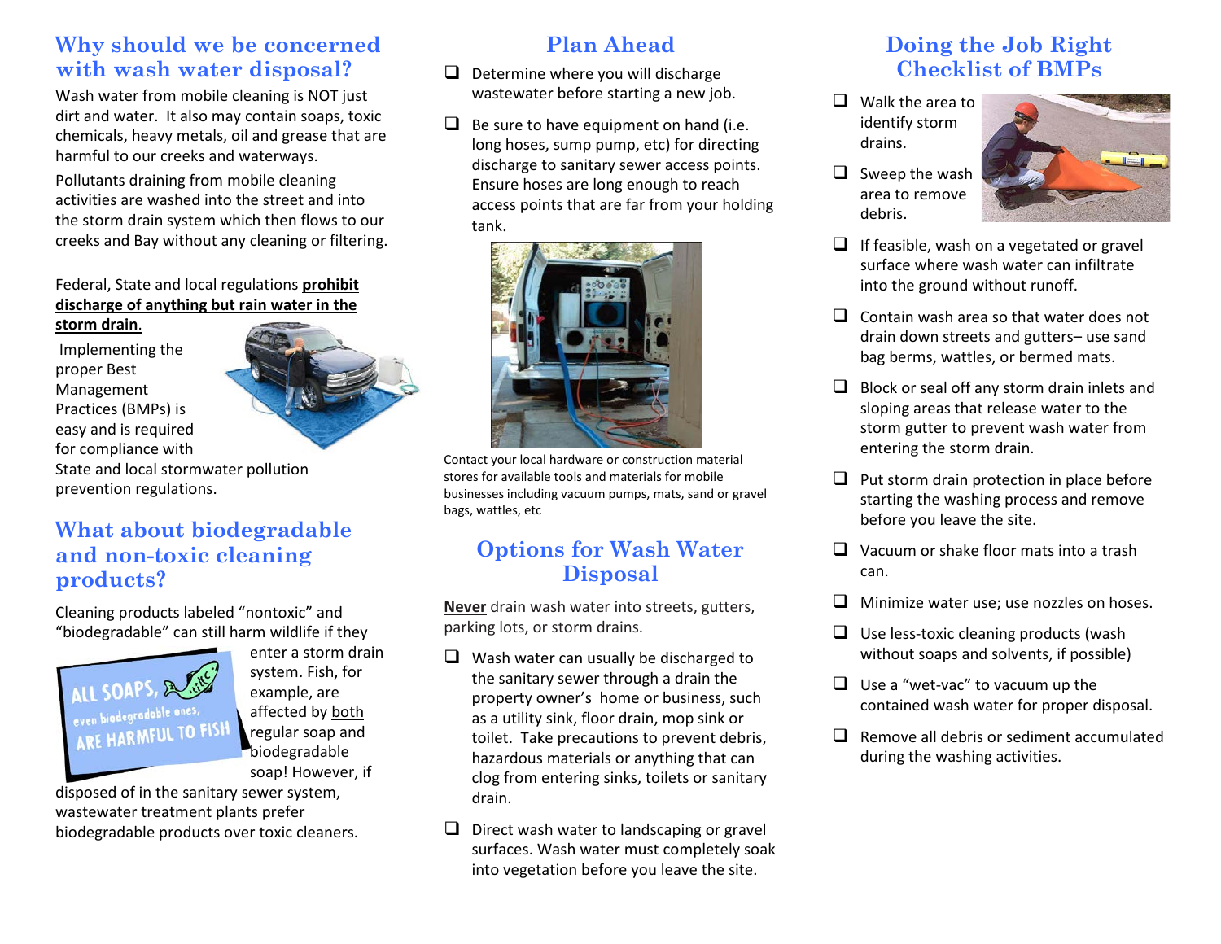## Why should we be concerned with wash water disposal?

Wash water from mobile cleaning is NOT just dirt and water. It also may contain soaps, toxic chemicals, heavy metals, oil and grease that are harmful to our creeks and waterways.

Pollutants draining from mobile cleaning activities are washed into the street and into the storm drain system which then flows to our creeks and Bay without any cleaning or filtering.

Federal, State and local regulations **prohibit discharge of anything but rain water in the storm drain**.

Implementing the proper Best Management Practices (BMPs) is easy and is required for compliance with State and local stormwater pollution prevention regulations.

## What about biodegradable and non-toxic cleaning products?

Cleaning products labeled "nontoxic" and "biodegradable" can still harm wildlife if they enter a storm drain system. Fish, for example, are affected by both regular soap and biodegradable soap! However, if disposed of in the sanitary sewer system, wastewater treatment plants prefer biodegradable products over toxic cleaners.

ALL SOAPS, even biodegradable ones, ARE HARMFUL TO FISH

## Plan Ahead

- ❑ Determine where you will discharge wastewater before starting a new job.
- ❑ Be sure to have equipment on hand (i.e. long hoses, sump pump, etc) for directing discharge to sanitary sewer access points. Ensure hoses are long enough to reach access points that are far from your holding tank.

Contact your local hardware or construction material stores for available tools and materials for mobile businesses including vacuum pumps, mats, sand or gravel bags, wattles, etc

## Options for Wash Water Disposal

**Never** drain wash water into streets, gutters, parking lots, or storm drains.

- ❑ Wash water can usually be discharged to the sanitary sewer through a drain the property owner's home or business, such as a utility sink, floor drain, mop sink or toilet. Take precautions to prevent debris, hazardous materials or anything that can clog from entering sinks, toilets or sanitary drain.
- ❑ Direct wash water to landscaping or gravel surfaces. Wash water must completely soak into vegetation before you leave the site.

## Doing the Job Right Checklist of BMPs

- ❑ Walk the area to identify storm drains.
- ❑ Sweep the wash area to remove debris.
- ❑ If feasible, wash on a vegetated or gravel surface where wash water can infiltrate into the ground without runoff.
- ❑ Contain wash area so that water does not drain down streets and gutters– use sand bag berms, wattles, or bermed mats.
- ❑ Block or seal off any storm drain inlets and sloping areas that release water to the storm gutter to prevent wash water from entering the storm drain.
- ❑ Put storm drain protection in place before starting the washing process and remove before you leave the site.
- ❑ Vacuum or shake floor mats into a trash can.
- ❑ Minimize water use; use nozzles on hoses.
- ❑ Use less-toxic cleaning products (wash without soaps and solvents, if possible)
- ❑ Use a "wet-vac" to vacuum up the contained wash water for proper disposal.
- ❑ Remove all debris or sediment accumulated during the washing activities.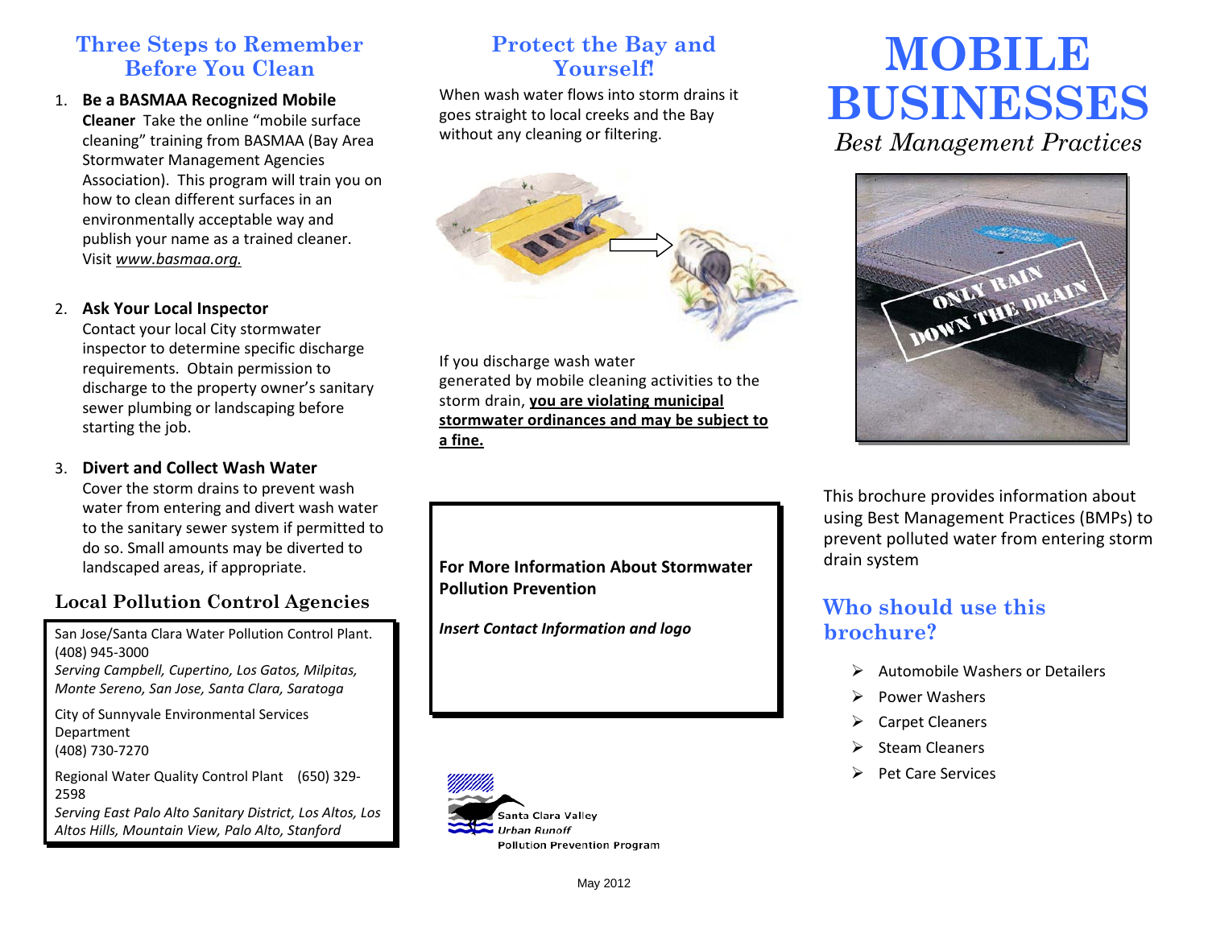## Three Steps to Remember Before You Clean

1. **Be a BASMAA Recognized Mobile Cleaner** Take the online "mobile surface cleaning" training from BASMAA (Bay Area Stormwater Management Agencies Association). This program will train you on how to clean different surfaces in an environmentally acceptable way and publish your name as a trained cleaner. Visit *www.basmaa.org.*

2. **Ask Your Local Inspector**
   Contact your local City stormwater inspector to determine specific discharge requirements. Obtain permission to discharge to the property owner's sanitary sewer plumbing or landscaping before starting the job.

3. **Divert and Collect Wash Water**
   Cover the storm drains to prevent wash water from entering and divert wash water to the sanitary sewer system if permitted to do so. Small amounts may be diverted to landscaped areas, if appropriate.

### Local Pollution Control Agencies

San Jose/Santa Clara Water Pollution Control Plant. (408) 945-3000
*Serving Campbell, Cupertino, Los Gatos, Milpitas, Monte Sereno, San Jose, Santa Clara, Saratoga*

City of Sunnyvale Environmental Services Department
(408) 730-7270

Regional Water Quality Control Plant (650) 329-2598
*Serving East Palo Alto Sanitary District, Los Altos, Los Altos Hills, Mountain View, Palo Alto, Stanford*

## Protect the Bay and Yourself!

When wash water flows into storm drains it goes straight to local creeks and the Bay without any cleaning or filtering.

If you discharge wash water generated by mobile cleaning activities to the storm drain, **you are violating municipal stormwater ordinances and may be subject to a fine.**

**For More Information About Stormwater Pollution Prevention**

***Insert Contact Information and logo***

Santa Clara Valley
*Urban Runoff*
Pollution Prevention Program

May 2012

# MOBILE BUSINESSES

*Best Management Practices*

ONLY RAIN DOWN THE DRAIN

This brochure provides information about using Best Management Practices (BMPs) to prevent polluted water from entering storm drain system

## Who should use this brochure?

- Automobile Washers or Detailers
- Power Washers
- Carpet Cleaners
- Steam Cleaners
- Pet Care Services